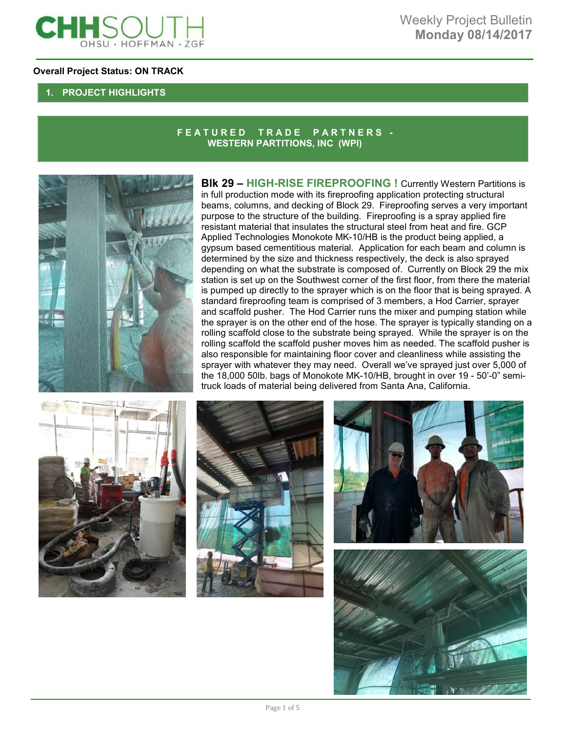# CHHSOUTH
OHSU · HOFFMAN · ZGF

Weekly Project Bulletin
**Monday 08/14/2017**

**Overall Project Status: ON TRACK**

## 1. PROJECT HIGHLIGHTS

### FEATURED TRADE PARTNERS - WESTERN PARTITIONS, INC (WPI)

**Blk 29 – HIGH-RISE FIREPROOFING !** Currently Western Partitions is in full production mode with its fireproofing application protecting structural beams, columns, and decking of Block 29. Fireproofing serves a very important purpose to the structure of the building. Fireproofing is a spray applied fire resistant material that insulates the structural steel from heat and fire. GCP Applied Technologies Monokote MK-10/HB is the product being applied, a gypsum based cementitious material. Application for each beam and column is determined by the size and thickness respectively, the deck is also sprayed depending on what the substrate is composed of. Currently on Block 29 the mix station is set up on the Southwest corner of the first floor, from there the material is pumped up directly to the sprayer which is on the floor that is being sprayed. A standard fireproofing team is comprised of 3 members, a Hod Carrier, sprayer and scaffold pusher. The Hod Carrier runs the mixer and pumping station while the sprayer is on the other end of the hose. The sprayer is typically standing on a rolling scaffold close to the substrate being sprayed. While the sprayer is on the rolling scaffold the scaffold pusher moves him as needed. The scaffold pusher is also responsible for maintaining floor cover and cleanliness while assisting the sprayer with whatever they may need. Overall we've sprayed just over 5,000 of the 18,000 50lb. bags of Monokote MK-10/HB, brought in over 19 - 50'-0" semi-truck loads of material being delivered from Santa Ana, California.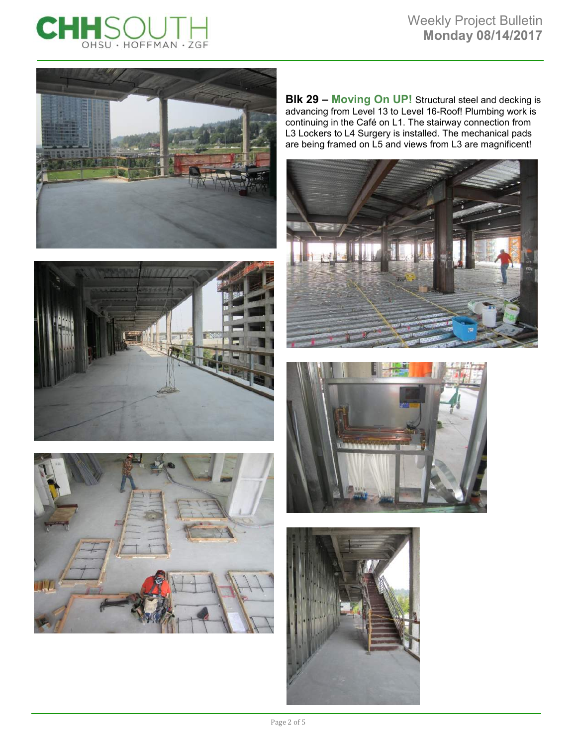**Blk 29 – Moving On UP!** Structural steel and decking is advancing from Level 13 to Level 16-Roof! Plumbing work is continuing in the Café on L1. The stairway connection from L3 Lockers to L4 Surgery is installed. The mechanical pads are being framed on L5 and views from L3 are magnificent!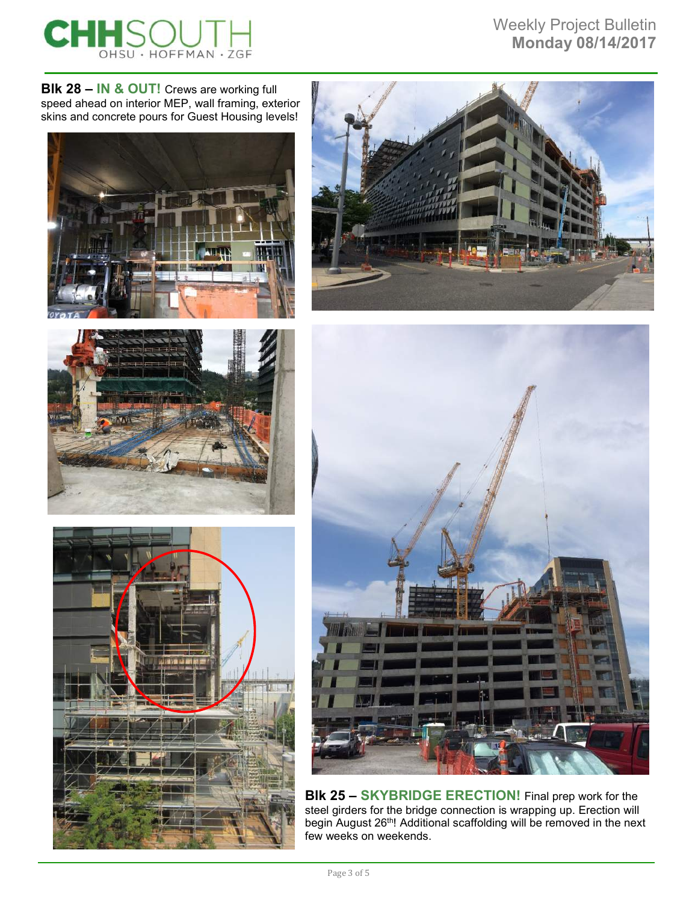**Blk 28 – IN & OUT!** Crews are working full speed ahead on interior MEP, wall framing, exterior skins and concrete pours for Guest Housing levels!

**Blk 25 – SKYBRIDGE ERECTION!** Final prep work for the steel girders for the bridge connection is wrapping up. Erection will begin August 26th! Additional scaffolding will be removed in the next few weeks on weekends.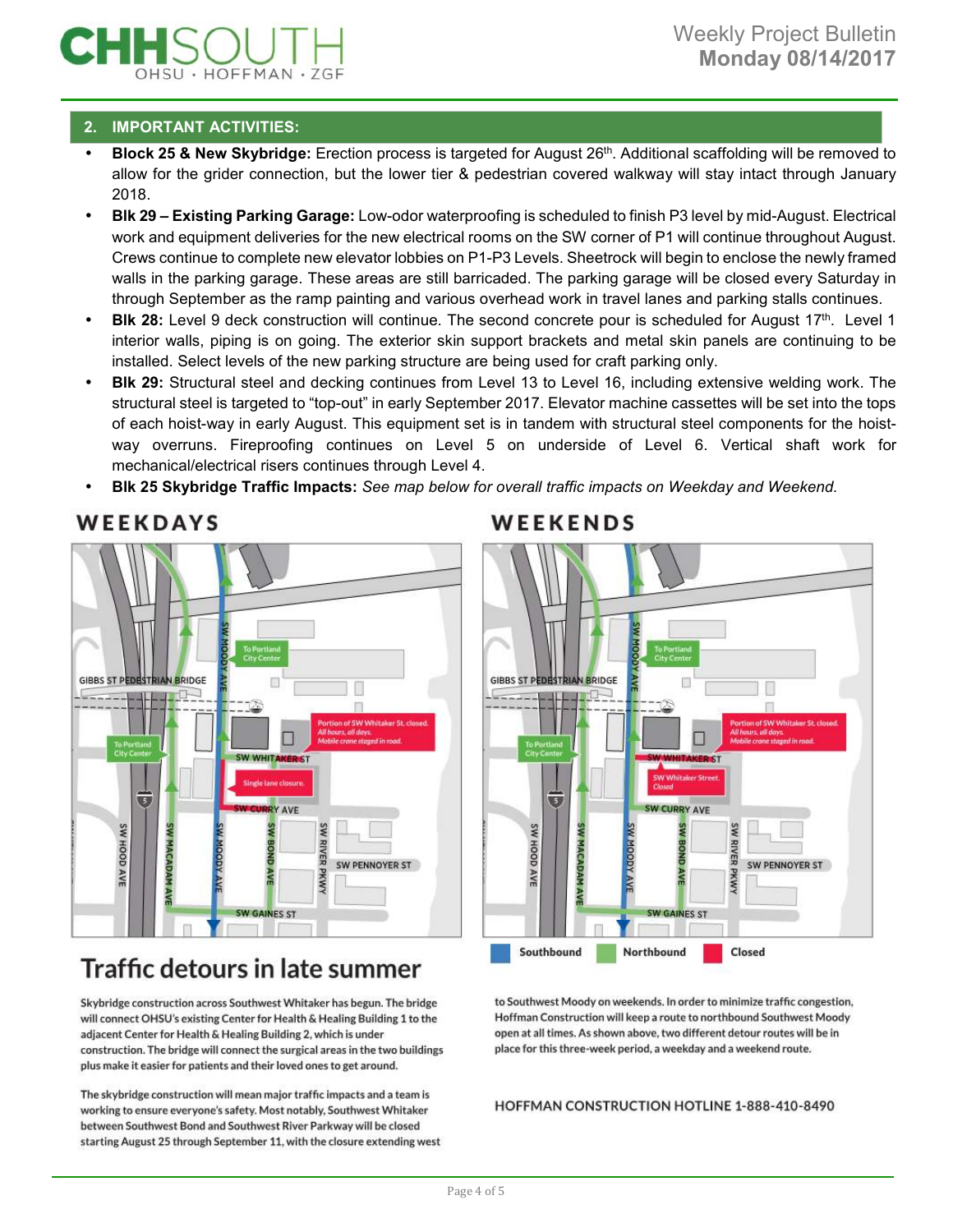## 2. IMPORTANT ACTIVITIES:

- **Block 25 & New Skybridge:** Erection process is targeted for August 26th. Additional scaffolding will be removed to allow for the grider connection, but the lower tier & pedestrian covered walkway will stay intact through January 2018.
- **Blk 29 – Existing Parking Garage:** Low-odor waterproofing is scheduled to finish P3 level by mid-August. Electrical work and equipment deliveries for the new electrical rooms on the SW corner of P1 will continue throughout August. Crews continue to complete new elevator lobbies on P1-P3 Levels. Sheetrock will begin to enclose the newly framed walls in the parking garage. These areas are still barricaded. The parking garage will be closed every Saturday in through September as the ramp painting and various overhead work in travel lanes and parking stalls continues.
- **Blk 28:** Level 9 deck construction will continue. The second concrete pour is scheduled for August 17th. Level 1 interior walls, piping is on going. The exterior skin support brackets and metal skin panels are continuing to be installed. Select levels of the new parking structure are being used for craft parking only.
- **Blk 29:** Structural steel and decking continues from Level 13 to Level 16, including extensive welding work. The structural steel is targeted to "top-out" in early September 2017. Elevator machine cassettes will be set into the tops of each hoist-way in early August. This equipment set is in tandem with structural steel components for the hoist-way overruns. Fireproofing continues on Level 5 on underside of Level 6. Vertical shaft work for mechanical/electrical risers continues through Level 4.
- **Blk 25 Skybridge Traffic Impacts:** *See map below for overall traffic impacts on Weekday and Weekend.*

# Traffic detours in late summer

Skybridge construction across Southwest Whitaker has begun. The bridge will connect OHSU's existing Center for Health & Healing Building 1 to the adjacent Center for Health & Healing Building 2, which is under construction. The bridge will connect the surgical areas in the two buildings plus make it easier for patients and their loved ones to get around.

The skybridge construction will mean major traffic impacts and a team is working to ensure everyone's safety. Most notably, Southwest Whitaker between Southwest Bond and Southwest River Parkway will be closed starting August 25 through September 11, with the closure extending west to Southwest Moody on weekends. In order to minimize traffic congestion, Hoffman Construction will keep a route to northbound Southwest Moody open at all times. As shown above, two different detour routes will be in place for this three-week period, a weekday and a weekend route.

HOFFMAN CONSTRUCTION HOTLINE 1-888-410-8490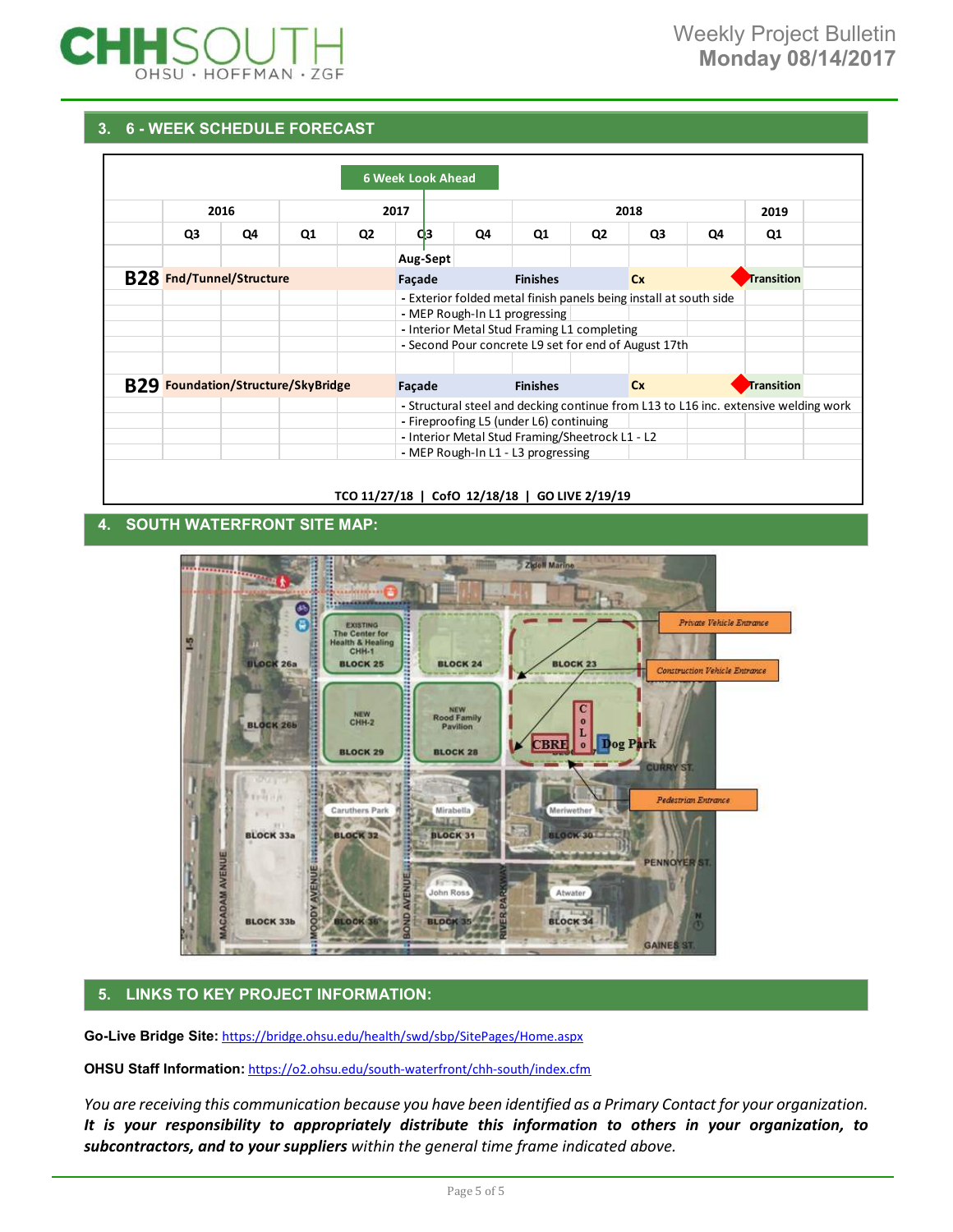## 3. 6 - WEEK SCHEDULE FORECAST

6 Week Look Ahead

| | 2016 | | 2017 | | | | 2018 | | | | 2019 |
|---|---|---|---|---|---|---|---|---|---|---|---|
| | Q3 | Q4 | Q1 | Q2 | Q3 | Q4 | Q1 | Q2 | Q3 | Q4 | Q1 |
| | | | | | Aug-Sept | | | | | | |
| **B28** | Fnd/Tunnel/Structure | | | | Façade | | Finishes | | Cx | | Transition |
| | | | | | - Exterior folded metal finish panels being install at south side | | | | | | |
| | | | | | - MEP Rough-In L1 progressing | | | | | | |
| | | | | | - Interior Metal Stud Framing L1 completing | | | | | | |
| | | | | | - Second Pour concrete L9 set for end of August 17th | | | | | | |
| **B29** | Foundation/Structure/SkyBridge | | | | Façade | | Finishes | | Cx | | Transition |
| | | | | | - Structural steel and decking continue from L13 to L16 inc. extensive welding work | | | | | | |
| | | | | | - Fireproofing L5 (under L6) continuing | | | | | | |
| | | | | | - Interior Metal Stud Framing/Sheetrock L1 - L2 | | | | | | |
| | | | | | - MEP Rough-In L1 - L3 progressing | | | | | | |

**TCO 11/27/18 | CofO 12/18/18 | GO LIVE 2/19/19**

## 4. SOUTH WATERFRONT SITE MAP:

Private Vehicle Entrance
Construction Vehicle Entrance
Pedestrian Entrance
CBRE
COLO
Dog Park
BLOCK 23
BLOCK 24
BLOCK 25
BLOCK 26a
BLOCK 26b
BLOCK 28
BLOCK 29
BLOCK 30
BLOCK 31
BLOCK 32
BLOCK 33a
BLOCK 33b
BLOCK 34
BLOCK 35
BLOCK 36
EXISTING The Center for Health & Healing CHH-1
NEW CHH-2
NEW Rood Family Pavilion
Zidell Marine
Caruthers Park
Mirabella
Meriwether
John Ross
Atwater
CURRY ST.
PENNOYER ST.
GAINES ST.
MACADAM AVENUE
MOODY AVENUE
BOND AVENUE
RIVER PARKWAY
I-5

## 5. LINKS TO KEY PROJECT INFORMATION:

**Go-Live Bridge Site:** https://bridge.ohsu.edu/health/swd/sbp/SitePages/Home.aspx

**OHSU Staff Information:** https://o2.ohsu.edu/south-waterfront/chh-south/index.cfm

*You are receiving this communication because you have been identified as a Primary Contact for your organization.* ***It is your responsibility to appropriately distribute this information to others in your organization, to subcontractors, and to your suppliers*** *within the general time frame indicated above.*